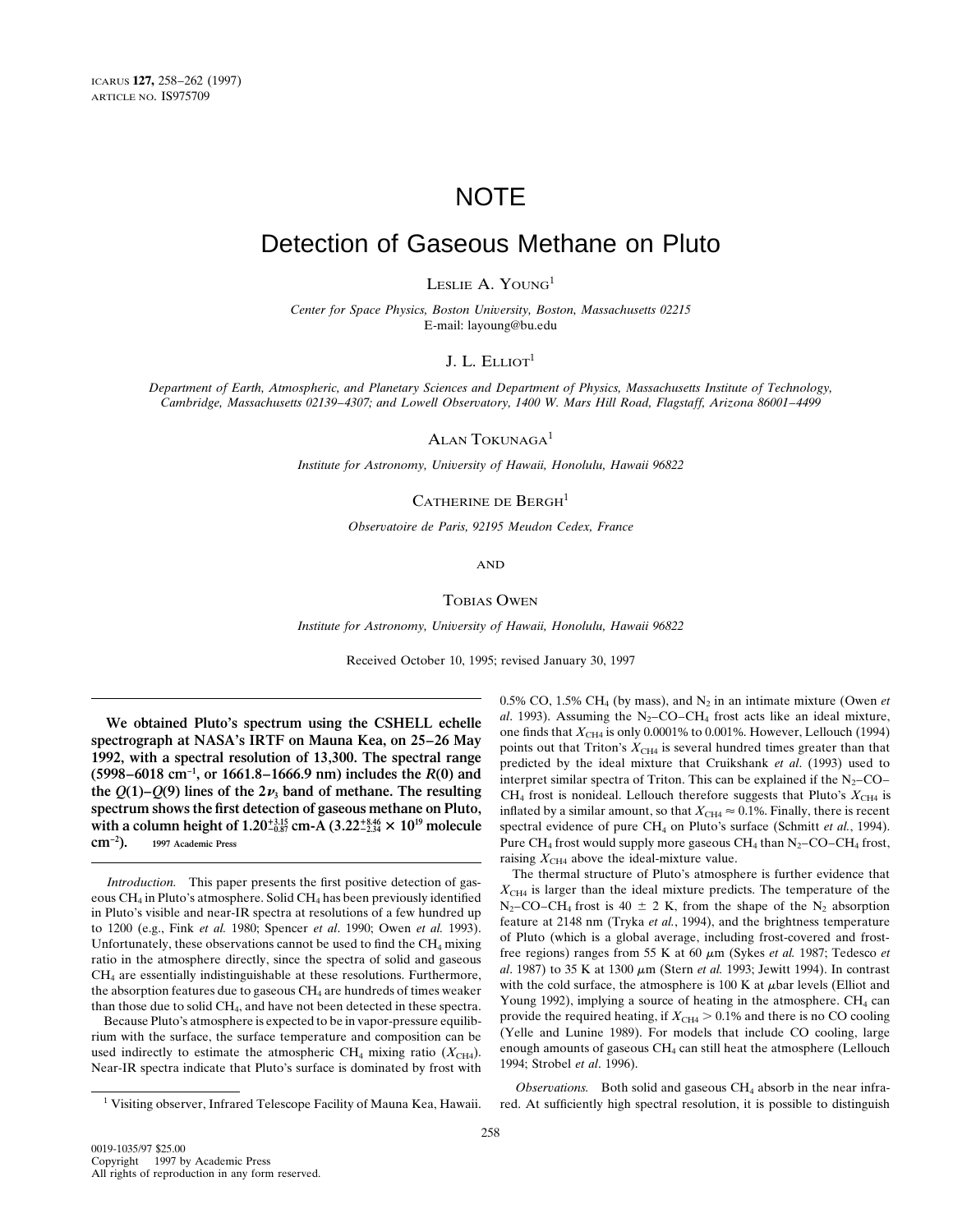# NOTE

# Detection of Gaseous Methane on Pluto

Leslie A. Young[1]

*Center for Space Physics, Boston University, Boston, Massachusetts 02215*
E-mail: layoung@bu.edu

J. L. Elliot[1]

*Department of Earth, Atmospheric, and Planetary Sciences and Department of Physics, Massachusetts Institute of Technology, Cambridge, Massachusetts 02139–4307; and Lowell Observatory, 1400 W. Mars Hill Road, Flagstaff, Arizona 86001–4499*

Alan Tokunaga[1]

*Institute for Astronomy, University of Hawaii, Honolulu, Hawaii 96822*

Catherine de Bergh[1]

*Observatoire de Paris, 92195 Meudon Cedex, France*

and

Tobias Owen

*Institute for Astronomy, University of Hawaii, Honolulu, Hawaii 96822*

Received October 10, 1995; revised January 30, 1997

**We obtained Pluto's spectrum using the CSHELL echelle spectrograph at NASA's IRTF on Mauna Kea, on 25–26 May 1992, with a spectral resolution of 13,300. The spectral range (5998–6018 cm$^{-1}$, or 1661.8–1666.9 nm) includes the $R(0)$ and the $Q(1)$–$Q(9)$ lines of the $2\nu_3$ band of methane. The resulting spectrum shows the first detection of gaseous methane on Pluto, with a column height of $1.20^{+3.15}_{-0.87}$ cm-A ($3.22^{+8.46}_{-2.34} \times 10^{19}$ molecule cm$^{-2}$).** © 1997 Academic Press

*Introduction.* This paper presents the first positive detection of gaseous $CH_4$ in Pluto's atmosphere. Solid $CH_4$ has been previously identified in Pluto's visible and near-IR spectra at resolutions of a few hundred up to 1200 (e.g., Fink *et al.* 1980; Spencer *et al*. 1990; Owen *et al.* 1993). Unfortunately, these observations cannot be used to find the $CH_4$ mixing ratio in the atmosphere directly, since the spectra of solid and gaseous $CH_4$ are essentially indistinguishable at these resolutions. Furthermore, the absorption features due to gaseous $CH_4$ are hundreds of times weaker than those due to solid $CH_4$, and have not been detected in these spectra.

Because Pluto's atmosphere is expected to be in vapor-pressure equilibrium with the surface, the surface temperature and composition can be used indirectly to estimate the atmospheric $CH_4$ mixing ratio ($X_{CH4}$). Near-IR spectra indicate that Pluto's surface is dominated by frost with 0.5% CO, 1.5% $CH_4$ (by mass), and $N_2$ in an intimate mixture (Owen *et al*. 1993). Assuming the $N_2$–CO–$CH_4$ frost acts like an ideal mixture, one finds that $X_{CH4}$ is only 0.0001% to 0.001%. However, Lellouch (1994) points out that Triton's $X_{CH4}$ is several hundred times greater than that predicted by the ideal mixture that Cruikshank *et al*. (1993) used to interpret similar spectra of Triton. This can be explained if the $N_2$–CO–$CH_4$ frost is nonideal. Lellouch therefore suggests that Pluto's $X_{CH4}$ is inflated by a similar amount, so that $X_{CH4} \approx 0.1\%$. Finally, there is recent spectral evidence of pure $CH_4$ on Pluto's surface (Schmitt *et al.*, 1994). Pure $CH_4$ frost would supply more gaseous $CH_4$ than $N_2$–CO–$CH_4$ frost, raising $X_{CH4}$ above the ideal-mixture value.

The thermal structure of Pluto's atmosphere is further evidence that $X_{CH4}$ is larger than the ideal mixture predicts. The temperature of the $N_2$–CO–$CH_4$ frost is 40 ± 2 K, from the shape of the $N_2$ absorption feature at 2148 nm (Tryka *et al.*, 1994), and the brightness temperature of Pluto (which is a global average, including frost-covered and frost-free regions) ranges from 55 K at 60 μm (Sykes *et al.* 1987; Tedesco *et al*. 1987) to 35 K at 1300 μm (Stern *et al.* 1993; Jewitt 1994). In contrast with the cold surface, the atmosphere is 100 K at μbar levels (Elliot and Young 1992), implying a source of heating in the atmosphere. $CH_4$ can provide the required heating, if $X_{CH4} > 0.1\%$ and there is no CO cooling (Yelle and Lunine 1989). For models that include CO cooling, large enough amounts of gaseous $CH_4$ can still heat the atmosphere (Lellouch 1994; Strobel *et al*. 1996).

*Observations.* Both solid and gaseous $CH_4$ absorb in the near infrared. At sufficiently high spectral resolution, it is possible to distinguish

[1] Visiting observer, Infrared Telescope Facility of Mauna Kea, Hawaii.

0019-1035/97 $25.00
Copyright © 1997 by Academic Press
All rights of reproduction in any form reserved.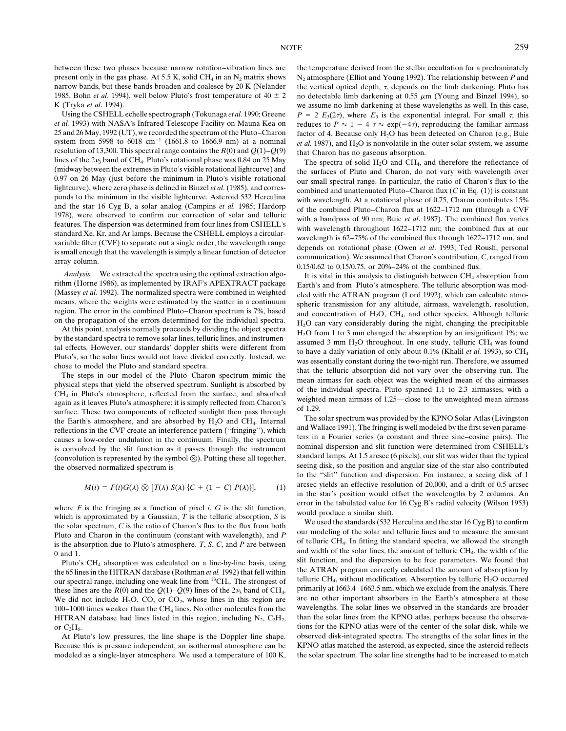between these two phases because narrow rotation–vibration lines are present only in the gas phase. At 5.5 K, solid $CH_4$ in an $N_2$ matrix shows narrow bands, but these bands broaden and coalesce by 20 K (Nelander 1985, Bohn *et al.* 1994), well below Pluto's frost temperature of $40 \pm 2$ K (Tryka *et al.* 1994).

Using the CSHELL echelle spectrograph (Tokunaga *et al.* 1990; Greene *et al.* 1993) with NASA's Infrared Telescope Facility on Mauna Kea on 25 and 26 May, 1992 (UT), we recorded the spectrum of the Pluto–Charon system from 5998 to 6018 $cm^{-1}$ (1661.8 to 1666.9 nm) at a nominal resolution of 13,300. This spectral range contains the $R(0)$ and $Q(1)$–$Q(9)$ lines of the $2\nu_3$ band of $CH_4$. Pluto's rotational phase was 0.84 on 25 May (midway between the extremes in Pluto's visible rotational lightcurve) and 0.97 on 26 May (just before the minimum in Pluto's visible rotational lightcurve), where zero phase is defined in Binzel *et al.* (1985), and corresponds to the minimum in the visible lightcurve. Asteroid 532 Herculina and the star 16 Cyg B, a solar analog (Campins *et al.* 1985; Hardorp 1978), were observed to confirm our correction of solar and telluric features. The dispersion was determined from four lines from CSHELL's standard Xe, Kr, and Ar lamps. Because the CSHELL employs a circular-variable filter (CVF) to separate out a single order, the wavelength range is small enough that the wavelength is simply a linear function of detector array column.

*Analysis.* We extracted the spectra using the optimal extraction algorithm (Horne 1986), as implemented by IRAF's APEXTRACT package (Massey *et al.* 1992). The normalized spectra were combined in weighted means, where the weights were estimated by the scatter in a continuum region. The error in the combined Pluto–Charon spectrum is 7%, based on the propagation of the errors determined for the individual spectra. At this point, analysis normally proceeds by dividing the object spectra by the standard spectra to remove solar lines, telluric lines, and instrumental effects. However, our standards' doppler shifts were different from Pluto's, so the solar lines would not have divided correctly. Instead, we chose to model the Pluto and standard spectra.

The steps in our model of the Pluto–Charon spectrum mimic the physical steps that yield the observed spectrum. Sunlight is absorbed by $CH_4$ in Pluto's atmosphere, reflected from the surface, and absorbed again as it leaves Pluto's atmosphere; it is simply reflected from Charon's surface. These two components of reflected sunlight then pass through the Earth's atmosphere, and are absorbed by $H_2O$ and $CH_4$. Internal reflections in the CVF create an interference pattern ("fringing"), which causes a low-order undulation in the continuum. Finally, the spectrum is convolved by the slit function as it passes through the instrument (convolution is represented by the symbol $\otimes$). Putting these all together, the observed normalized spectrum is

$$M(i) = F(i) G(\lambda) \otimes [T(\lambda)\, S(\lambda)\, \{C + (1 - C)\, P(\lambda)\}], \qquad (1)$$

where $F$ is the fringing as a function of pixel $i$, $G$ is the slit function, which is approximated by a Gaussian, $T$ is the telluric absorption, $S$ is the solar spectrum, $C$ is the ratio of Charon's flux to the flux from both Pluto and Charon in the continuum (constant with wavelength), and $P$ is the absorption due to Pluto's atmosphere. $T$, $S$, $C$, and $P$ are between 0 and 1.

Pluto's $CH_4$ absorption was calculated on a line-by-line basis, using the 65 lines in the HITRAN database (Rothman *et al.* 1992) that fell within our spectral range, including one weak line from $^{13}CH_4$. The strongest of these lines are the $R(0)$ and the $Q(1)$–$Q(9)$ lines of the $2\nu_3$ band of $CH_4$. We did not include $H_2O$, CO, or $CO_2$, whose lines in this region are 100–1000 times weaker than the $CH_4$ lines. No other molecules from the HITRAN database had lines listed in this region, including $N_2$, $C_2H_2$, or $C_2H_6$.

At Pluto's low pressures, the line shape is the Doppler line shape. Because this is pressure independent, an isothermal atmosphere can be modeled as a single-layer atmosphere. We used a temperature of 100 K, the temperature derived from the stellar occultation for a predominately $N_2$ atmosphere (Elliot and Young 1992). The relationship between $P$ and the vertical optical depth, $\tau$, depends on the limb darkening. Pluto has no detectable limb darkening at 0.55 $\mu$m (Young and Binzel 1994), so we assume no limb darkening at these wavelengths as well. In this case, $P = 2\, E_3(2\tau)$, where $E_3$ is the exponential integral. For small $\tau$, this reduces to $P \approx 1 - 4\,\tau \approx \exp(-4\tau)$, reproducing the familiar airmass factor of 4. Because only $H_2O$ has been detected on Charon (e.g., Buie *et al.* 1987), and $H_2O$ is nonvolatile in the outer solar system, we assume that Charon has no gaseous absorption.

The spectra of solid $H_2O$ and $CH_4$, and therefore the reflectance of the surfaces of Pluto and Charon, do not vary with wavelength over our small spectral range. In particular, the ratio of Charon's flux to the combined and unattenuated Pluto–Charon flux ($C$ in Eq. (1)) is constant with wavelength. At a rotational phase of 0.75, Charon contributes 15% of the combined Pluto–Charon flux at 1622–1712 nm (through a CVF with a bandpass of 90 nm; Buie *et al.* 1987). The combined flux varies with wavelength throughout 1622–1712 nm; the combined flux at our wavelength is 62–75% of the combined flux through 1622–1712 nm, and depends on rotational phase (Owen *et al.* 1993; Ted Roush, personal communication). We assumed that Charon's contribution, $C$, ranged from 0.15/0.62 to 0.15/0.75, or 20%–24% of the combined flux.

It is vital in this analysis to distinguish between $CH_4$ absorption from Earth's and from Pluto's atmosphere. The telluric absorption was modeled with the ATRAN program (Lord 1992), which can calculate atmospheric transmission for any altitude, airmass, wavelength, resolution, and concentration of $H_2O$, $CH_4$, and other species. Although telluric $H_2O$ can vary considerably during the night, changing the precipitable $H_2O$ from 1 to 3 mm changed the absorption by an insignificant 1%; we assumed 3 mm $H_2O$ throughout. In one study, telluric $CH_4$ was found to have a daily variation of only about 0.1% (Khalil *et al.* 1993), so $CH_4$ was essentially constant during the two-night run. Therefore, we assumed that the telluric absorption did not vary over the observing run. The mean airmass for each object was the weighted mean of the airmasses of the individual spectra. Pluto spanned 1.1 to 2.3 airmasses, with a weighted mean airmass of 1.25—close to the unweighted mean airmass of 1.29.

The solar spectrum was provided by the KPNO Solar Atlas (Livingston and Wallace 1991). The fringing is well modeled by the first seven parameters in a Fourier series (a constant and three sine–cosine pairs). The nominal dispersion and slit function were determined from CSHELL's standard lamps. At 1.5 arcsec (6 pixels), our slit was wider than the typical seeing disk, so the position and angular size of the star also contributed to the "slit" function and dispersion. For instance, a seeing disk of 1 arcsec yields an effective resolution of 20,000, and a drift of 0.5 arcsec in the star's position would offset the wavelengths by 2 columns. An error in the tabulated value for 16 Cyg B's radial velocity (Wilson 1953) would produce a similar shift.

We used the standards (532 Herculina and the star 16 Cyg B) to confirm our modeling of the solar and telluric lines and to measure the amount of telluric $CH_4$. In fitting the standard spectra, we allowed the strength and width of the solar lines, the amount of telluric $CH_4$, the width of the slit function, and the dispersion to be free parameters. We found that the ATRAN program correctly calculated the amount of absorption by telluric $CH_4$, without modification. Absorption by telluric $H_2O$ occurred primarily at 1663.4–1663.5 nm, which we exclude from the analysis. There are no other important absorbers in the Earth's atmosphere at these wavelengths. The solar lines we observed in the standards are broader than the solar lines from the KPNO atlas, perhaps because the observations for the KPNO atlas were of the center of the solar disk, while we observed disk-integrated spectra. The strengths of the solar lines in the KPNO atlas matched the asteroid, as expected, since the asteroid reflects the solar spectrum. The solar line strengths had to be increased to match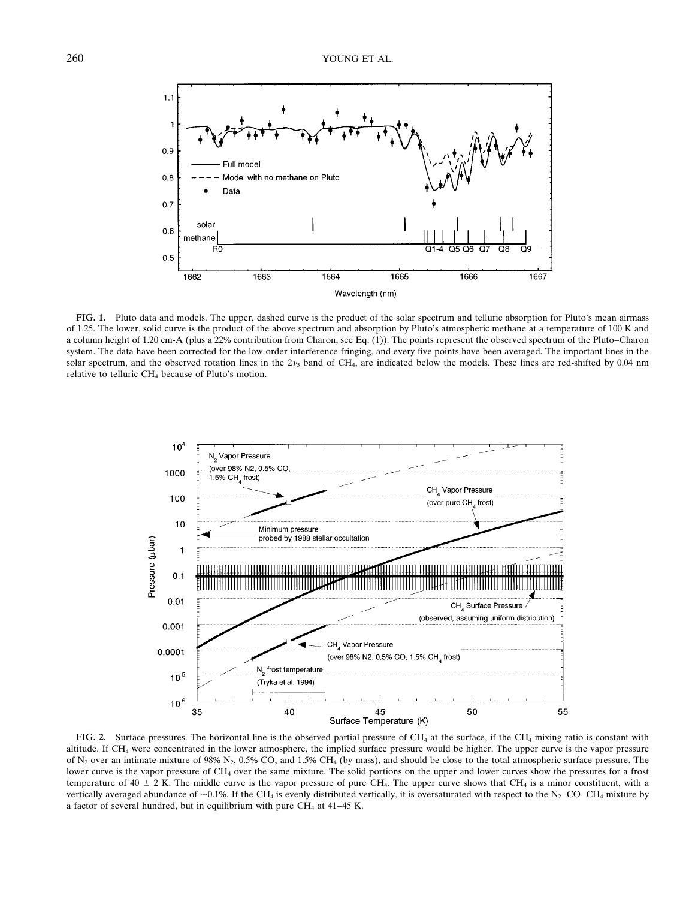**FIG. 1.** Pluto data and models. The upper, dashed curve is the product of the solar spectrum and telluric absorption for Pluto's mean airmass of 1.25. The lower, solid curve is the product of the above spectrum and absorption by Pluto's atmospheric methane at a temperature of 100 K and a column height of 1.20 cm-A (plus a 22% contribution from Charon, see Eq. (1)). The points represent the observed spectrum of the Pluto–Charon system. The data have been corrected for the low-order interference fringing, and every five points have been averaged. The important lines in the solar spectrum, and the observed rotation lines in the $2\nu_3$ band of $CH_4$, are indicated below the models. These lines are red-shifted by 0.04 nm relative to telluric $CH_4$ because of Pluto's motion.

**FIG. 2.** Surface pressures. The horizontal line is the observed partial pressure of $CH_4$ at the surface, if the $CH_4$ mixing ratio is constant with altitude. If $CH_4$ were concentrated in the lower atmosphere, the implied surface pressure would be higher. The upper curve is the vapor pressure of $N_2$ over an intimate mixture of 98% $N_2$, 0.5% CO, and 1.5% $CH_4$ (by mass), and should be close to the total atmospheric surface pressure. The lower curve is the vapor pressure of $CH_4$ over the same mixture. The solid portions on the upper and lower curves show the pressures for a frost temperature of 40 ± 2 K. The middle curve is the vapor pressure of pure $CH_4$. The upper curve shows that $CH_4$ is a minor constituent, with a vertically averaged abundance of ~0.1%. If the $CH_4$ is evenly distributed vertically, it is oversaturated with respect to the $N_2$–CO–$CH_4$ mixture by a factor of several hundred, but in equilibrium with pure $CH_4$ at 41–45 K.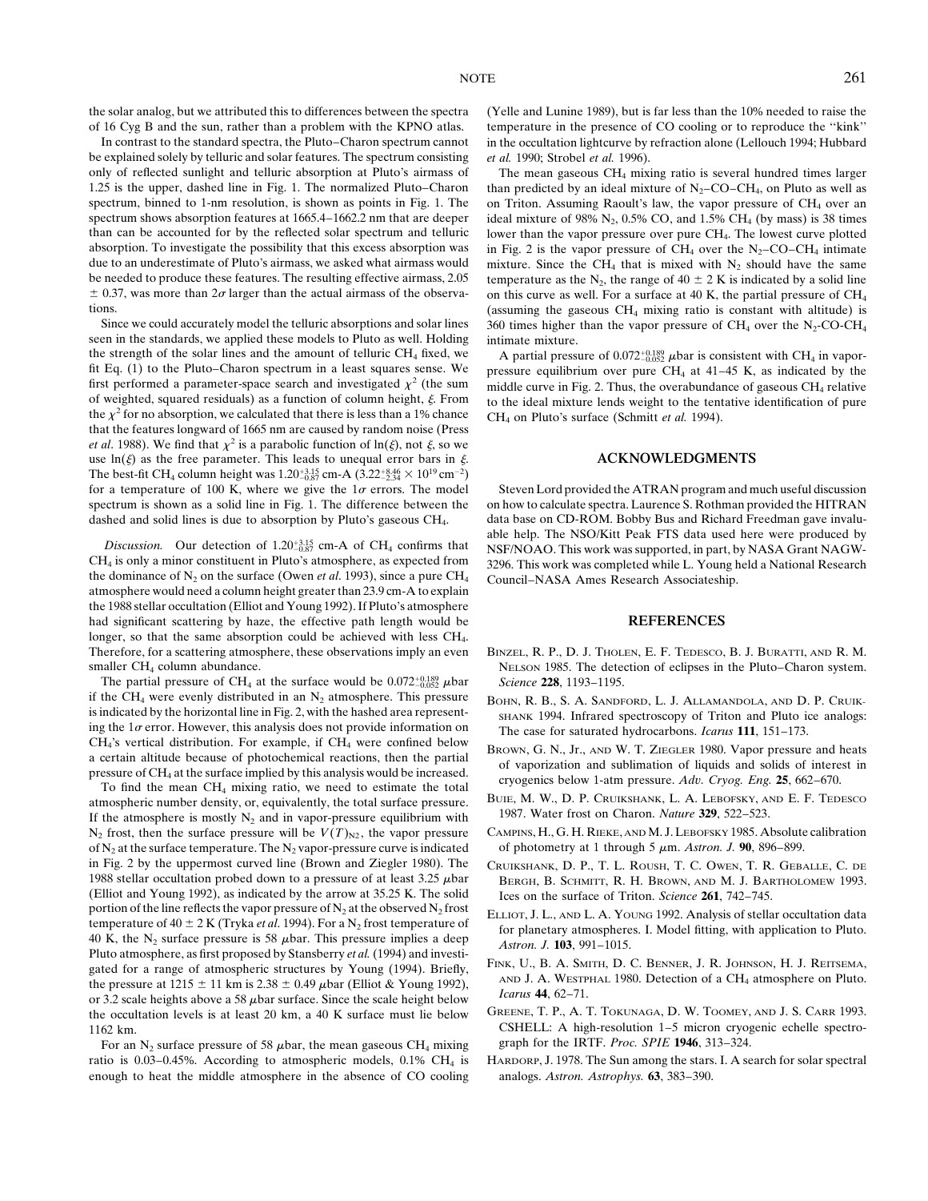the solar analog, but we attributed this to differences between the spectra of 16 Cyg B and the sun, rather than a problem with the KPNO atlas.

In contrast to the standard spectra, the Pluto–Charon spectrum cannot be explained solely by telluric and solar features. The spectrum consisting only of reflected sunlight and telluric absorption at Pluto's airmass of 1.25 is the upper, dashed line in Fig. 1. The normalized Pluto–Charon spectrum, binned to 1-nm resolution, is shown as points in Fig. 1. The spectrum shows absorption features at 1665.4–1662.2 nm that are deeper than can be accounted for by the reflected solar spectrum and telluric absorption. To investigate the possibility that this excess absorption was due to an underestimate of Pluto's airmass, we asked what airmass would be needed to produce these features. The resulting effective airmass, 2.05 $\pm$ 0.37, was more than $2\sigma$ larger than the actual airmass of the observations.

Since we could accurately model the telluric absorptions and solar lines seen in the standards, we applied these models to Pluto as well. Holding the strength of the solar lines and the amount of telluric $CH_4$ fixed, we fit Eq. (1) to the Pluto–Charon spectrum in a least squares sense. We first performed a parameter-space search and investigated $\chi^2$ (the sum of weighted, squared residuals) as a function of column height, $\xi$. From the $\chi^2$ for no absorption, we calculated that there is less than a 1% chance that the features longward of 1665 nm are caused by random noise (Press *et al.* 1988). We find that $\chi^2$ is a parabolic function of $\ln(\xi)$, not $\xi$, so we use $\ln(\xi)$ as the free parameter. This leads to unequal error bars in $\xi$. The best-fit $CH_4$ column height was $1.20^{+3.15}_{-0.87}$ cm-A ($3.22^{+8.46}_{-2.34} \times 10^{19}$ cm$^{-2}$) for a temperature of 100 K, where we give the $1\sigma$ errors. The model spectrum is shown as a solid line in Fig. 1. The difference between the dashed and solid lines is due to absorption by Pluto's gaseous $CH_4$.

*Discussion.* Our detection of $1.20^{+3.15}_{-0.87}$ cm-A of $CH_4$ confirms that $CH_4$ is only a minor constituent in Pluto's atmosphere, as expected from the dominance of $N_2$ on the surface (Owen *et al.* 1993), since a pure $CH_4$ atmosphere would need a column height greater than 23.9 cm-A to explain the 1988 stellar occultation (Elliot and Young 1992). If Pluto's atmosphere had significant scattering by haze, the effective path length would be longer, so that the same absorption could be achieved with less $CH_4$. Therefore, for a scattering atmosphere, these observations imply an even smaller $CH_4$ column abundance.

The partial pressure of $CH_4$ at the surface would be $0.072^{+0.189}_{-0.052}$ $\mu$bar if the $CH_4$ were evenly distributed in an $N_2$ atmosphere. This pressure is indicated by the horizontal line in Fig. 2, with the hashed area representing the $1\sigma$ error. However, this analysis does not provide information on $CH_4$'s vertical distribution. For example, if $CH_4$ were confined below a certain altitude because of photochemical reactions, then the partial pressure of $CH_4$ at the surface implied by this analysis would be increased.

To find the mean $CH_4$ mixing ratio, we need to estimate the total atmospheric number density, or, equivalently, the total surface pressure. If the atmosphere is mostly $N_2$ and in vapor-pressure equilibrium with $N_2$ frost, then the surface pressure will be $V(T)_{N2}$, the vapor pressure of $N_2$ at the surface temperature. The $N_2$ vapor-pressure curve is indicated in Fig. 2 by the uppermost curved line (Brown and Ziegler 1980). The 1988 stellar occultation probed down to a pressure of at least 3.25 $\mu$bar (Elliot and Young 1992), as indicated by the arrow at 35.25 K. The solid portion of the line reflects the vapor pressure of $N_2$ at the observed $N_2$ frost temperature of $40 \pm 2$ K (Tryka *et al.* 1994). For a $N_2$ frost temperature of 40 K, the $N_2$ surface pressure is 58 $\mu$bar. This pressure implies a deep Pluto atmosphere, as first proposed by Stansberry *et al.* (1994) and investigated for a range of atmospheric structures by Young (1994). Briefly, the pressure at $1215 \pm 11$ km is $2.38 \pm 0.49$ $\mu$bar (Elliot & Young 1992), or 3.2 scale heights above a 58 $\mu$bar surface. Since the scale height below the occultation levels is at least 20 km, a 40 K surface must lie below 1162 km.

For an $N_2$ surface pressure of 58 $\mu$bar, the mean gaseous $CH_4$ mixing ratio is 0.03–0.45%. According to atmospheric models, 0.1% $CH_4$ is enough to heat the middle atmosphere in the absence of CO cooling (Yelle and Lunine 1989), but is far less than the 10% needed to raise the temperature in the presence of CO cooling or to reproduce the "kink" in the occultation lightcurve by refraction alone (Lellouch 1994; Hubbard *et al.* 1990; Strobel *et al.* 1996).

The mean gaseous $CH_4$ mixing ratio is several hundred times larger than predicted by an ideal mixture of $N_2$–CO–$CH_4$, on Pluto as well as on Triton. Assuming Raoult's law, the vapor pressure of $CH_4$ over an ideal mixture of 98% $N_2$, 0.5% CO, and 1.5% $CH_4$ (by mass) is 38 times lower than the vapor pressure over pure $CH_4$. The lowest curve plotted in Fig. 2 is the vapor pressure of $CH_4$ over the $N_2$–CO–$CH_4$ intimate mixture. Since the $CH_4$ that is mixed with $N_2$ should have the same temperature as the $N_2$, the range of $40 \pm 2$ K is indicated by a solid line on this curve as well. For a surface at 40 K, the partial pressure of $CH_4$ (assuming the gaseous $CH_4$ mixing ratio is constant with altitude) is 360 times higher than the vapor pressure of $CH_4$ over the $N_2$-CO-$CH_4$ intimate mixture.

A partial pressure of $0.072^{+0.189}_{-0.052}$ $\mu$bar is consistent with $CH_4$ in vapor-pressure equilibrium over pure $CH_4$ at 41–45 K, as indicated by the middle curve in Fig. 2. Thus, the overabundance of gaseous $CH_4$ relative to the ideal mixture lends weight to the tentative identification of pure $CH_4$ on Pluto's surface (Schmitt *et al.* 1994).

## ACKNOWLEDGMENTS

Steven Lord provided the ATRAN program and much useful discussion on how to calculate spectra. Laurence S. Rothman provided the HITRAN data base on CD-ROM. Bobby Bus and Richard Freedman gave invaluable help. The NSO/Kitt Peak FTS data used here were produced by NSF/NOAO. This work was supported, in part, by NASA Grant NAGW-3296. This work was completed while L. Young held a National Research Council–NASA Ames Research Associateship.

## REFERENCES

Binzel, R. P., D. J. Tholen, E. F. Tedesco, B. J. Buratti, and R. M. Nelson 1985. The detection of eclipses in the Pluto–Charon system. *Science* **228**, 1193–1195.

Bohn, R. B., S. A. Sandford, L. J. Allamandola, and D. P. Cruikshank 1994. Infrared spectroscopy of Triton and Pluto ice analogs: The case for saturated hydrocarbons. *Icarus* **111**, 151–173.

Brown, G. N., Jr., and W. T. Ziegler 1980. Vapor pressure and heats of vaporization and sublimation of liquids and solids of interest in cryogenics below 1-atm pressure. *Adv. Cryog. Eng.* **25**, 662–670.

Buie, M. W., D. P. Cruikshank, L. A. Lebofsky, and E. F. Tedesco 1987. Water frost on Charon. *Nature* **329**, 522–523.

Campins, H., G. H. Rieke, and M. J. Lebofsky 1985. Absolute calibration of photometry at 1 through 5 $\mu$m. *Astron. J.* **90**, 896–899.

Cruikshank, D. P., T. L. Roush, T. C. Owen, T. R. Geballe, C. de Bergh, B. Schmitt, R. H. Brown, and M. J. Bartholomew 1993. Ices on the surface of Triton. *Science* **261**, 742–745.

Elliot, J. L., and L. A. Young 1992. Analysis of stellar occultation data for planetary atmospheres. I. Model fitting, with application to Pluto. *Astron. J.* **103**, 991–1015.

Fink, U., B. A. Smith, D. C. Benner, J. R. Johnson, H. J. Reitsema, and J. A. Westphal 1980. Detection of a $CH_4$ atmosphere on Pluto. *Icarus* **44**, 62–71.

Greene, T. P., A. T. Tokunaga, D. W. Toomey, and J. S. Carr 1993. CSHELL: A high-resolution 1–5 micron cryogenic echelle spectrograph for the IRTF. *Proc. SPIE* **1946**, 313–324.

Hardorp, J. 1978. The Sun among the stars. I. A search for solar spectral analogs. *Astron. Astrophys.* **63**, 383–390.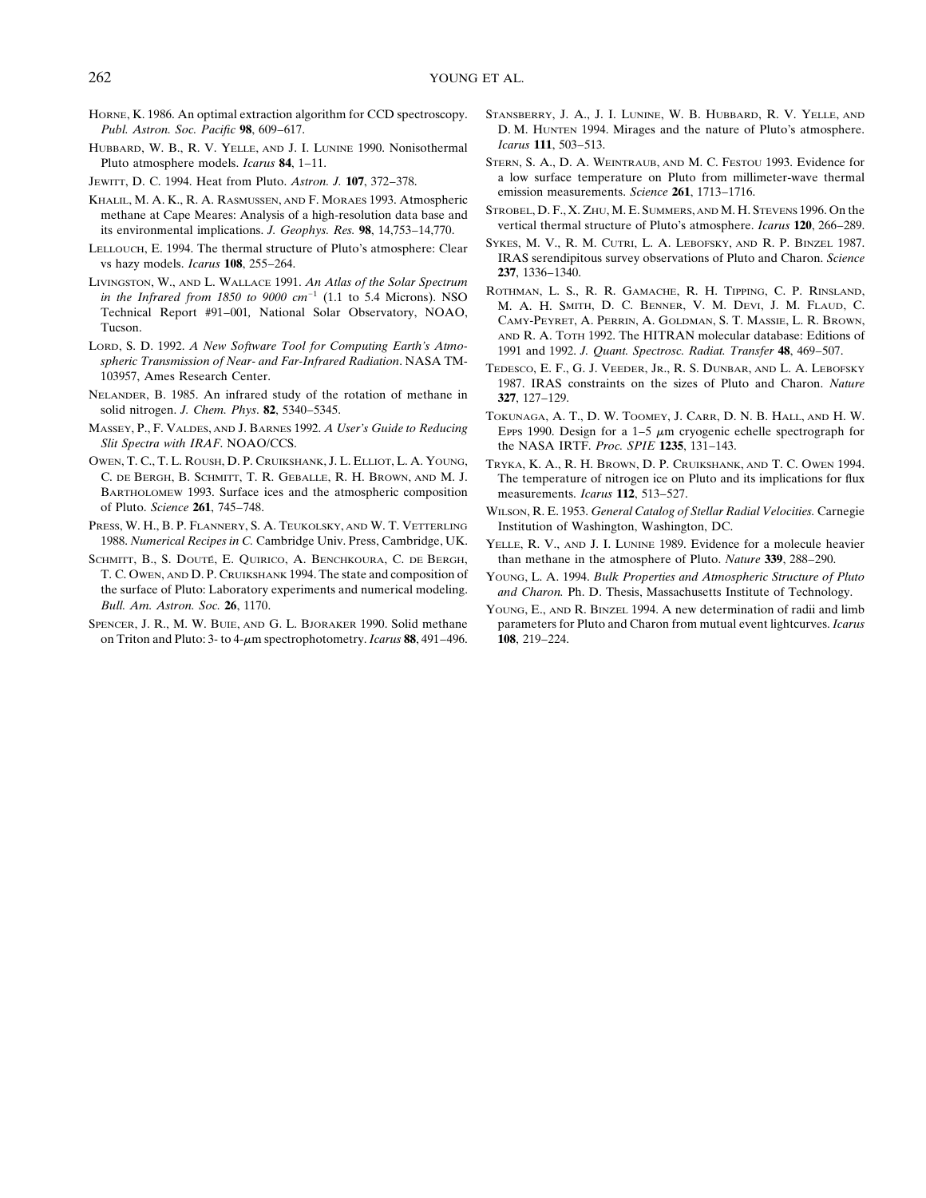Horne, K. 1986. An optimal extraction algorithm for CCD spectroscopy. *Publ. Astron. Soc. Pacific* **98**, 609–617.

Hubbard, W. B., R. V. Yelle, and J. I. Lunine 1990. Nonisothermal Pluto atmosphere models. *Icarus* **84**, 1–11.

Jewitt, D. C. 1994. Heat from Pluto. *Astron. J.* **107**, 372–378.

Khalil, M. A. K., R. A. Rasmussen, and F. Moraes 1993. Atmospheric methane at Cape Meares: Analysis of a high-resolution data base and its environmental implications. *J. Geophys. Res.* **98**, 14,753–14,770.

Lellouch, E. 1994. The thermal structure of Pluto's atmosphere: Clear vs hazy models. *Icarus* **108**, 255–264.

Livingston, W., and L. Wallace 1991. *An Atlas of the Solar Spectrum in the Infrared from 1850 to 9000 cm$^{-1}$* (1.1 to 5.4 Microns). NSO Technical Report #91–001, National Solar Observatory, NOAO, Tucson.

Lord, S. D. 1992. *A New Software Tool for Computing Earth's Atmospheric Transmission of Near- and Far-Infrared Radiation*. NASA TM-103957, Ames Research Center.

Nelander, B. 1985. An infrared study of the rotation of methane in solid nitrogen. *J. Chem. Phys.* **82**, 5340–5345.

Massey, P., F. Valdes, and J. Barnes 1992. *A User's Guide to Reducing Slit Spectra with IRAF*. NOAO/CCS.

Owen, T. C., T. L. Roush, D. P. Cruikshank, J. L. Elliot, L. A. Young, C. de Bergh, B. Schmitt, T. R. Geballe, R. H. Brown, and M. J. Bartholomew 1993. Surface ices and the atmospheric composition of Pluto. *Science* **261**, 745–748.

Press, W. H., B. P. Flannery, S. A. Teukolsky, and W. T. Vetterling 1988. *Numerical Recipes in C.* Cambridge Univ. Press, Cambridge, UK.

Schmitt, B., S. Douté, E. Quirico, A. Benchkoura, C. de Bergh, T. C. Owen, and D. P. Cruikshank 1994. The state and composition of the surface of Pluto: Laboratory experiments and numerical modeling. *Bull. Am. Astron. Soc.* **26**, 1170.

Spencer, J. R., M. W. Buie, and G. L. Bjoraker 1990. Solid methane on Triton and Pluto: 3- to 4-$\mu$m spectrophotometry. *Icarus* **88**, 491–496.

Stansberry, J. A., J. I. Lunine, W. B. Hubbard, R. V. Yelle, and D. M. Hunten 1994. Mirages and the nature of Pluto's atmosphere. *Icarus* **111**, 503–513.

Stern, S. A., D. A. Weintraub, and M. C. Festou 1993. Evidence for a low surface temperature on Pluto from millimeter-wave thermal emission measurements. *Science* **261**, 1713–1716.

Strobel, D. F., X. Zhu, M. E. Summers, and M. H. Stevens 1996. On the vertical thermal structure of Pluto's atmosphere. *Icarus* **120**, 266–289.

Sykes, M. V., R. M. Cutri, L. A. Lebofsky, and R. P. Binzel 1987. IRAS serendipitous survey observations of Pluto and Charon. *Science* **237**, 1336–1340.

Rothman, L. S., R. R. Gamache, R. H. Tipping, C. P. Rinsland, M. A. H. Smith, D. C. Benner, V. M. Devi, J. M. Flaud, C. Camy-Peyret, A. Perrin, A. Goldman, S. T. Massie, L. R. Brown, and R. A. Toth 1992. The HITRAN molecular database: Editions of 1991 and 1992. *J. Quant. Spectrosc. Radiat. Transfer* **48**, 469–507.

Tedesco, E. F., G. J. Veeder, Jr., R. S. Dunbar, and L. A. Lebofsky 1987. IRAS constraints on the sizes of Pluto and Charon. *Nature* **327**, 127–129.

Tokunaga, A. T., D. W. Toomey, J. Carr, D. N. B. Hall, and H. W. Epps 1990. Design for a 1–5 $\mu$m cryogenic echelle spectrograph for the NASA IRTF. *Proc. SPIE* **1235**, 131–143.

Tryka, K. A., R. H. Brown, D. P. Cruikshank, and T. C. Owen 1994. The temperature of nitrogen ice on Pluto and its implications for flux measurements. *Icarus* **112**, 513–527.

Wilson, R. E. 1953. *General Catalog of Stellar Radial Velocities.* Carnegie Institution of Washington, Washington, DC.

Yelle, R. V., and J. I. Lunine 1989. Evidence for a molecule heavier than methane in the atmosphere of Pluto. *Nature* **339**, 288–290.

Young, L. A. 1994. *Bulk Properties and Atmospheric Structure of Pluto and Charon.* Ph. D. Thesis, Massachusetts Institute of Technology.

Young, E., and R. Binzel 1994. A new determination of radii and limb parameters for Pluto and Charon from mutual event lightcurves. *Icarus* **108**, 219–224.